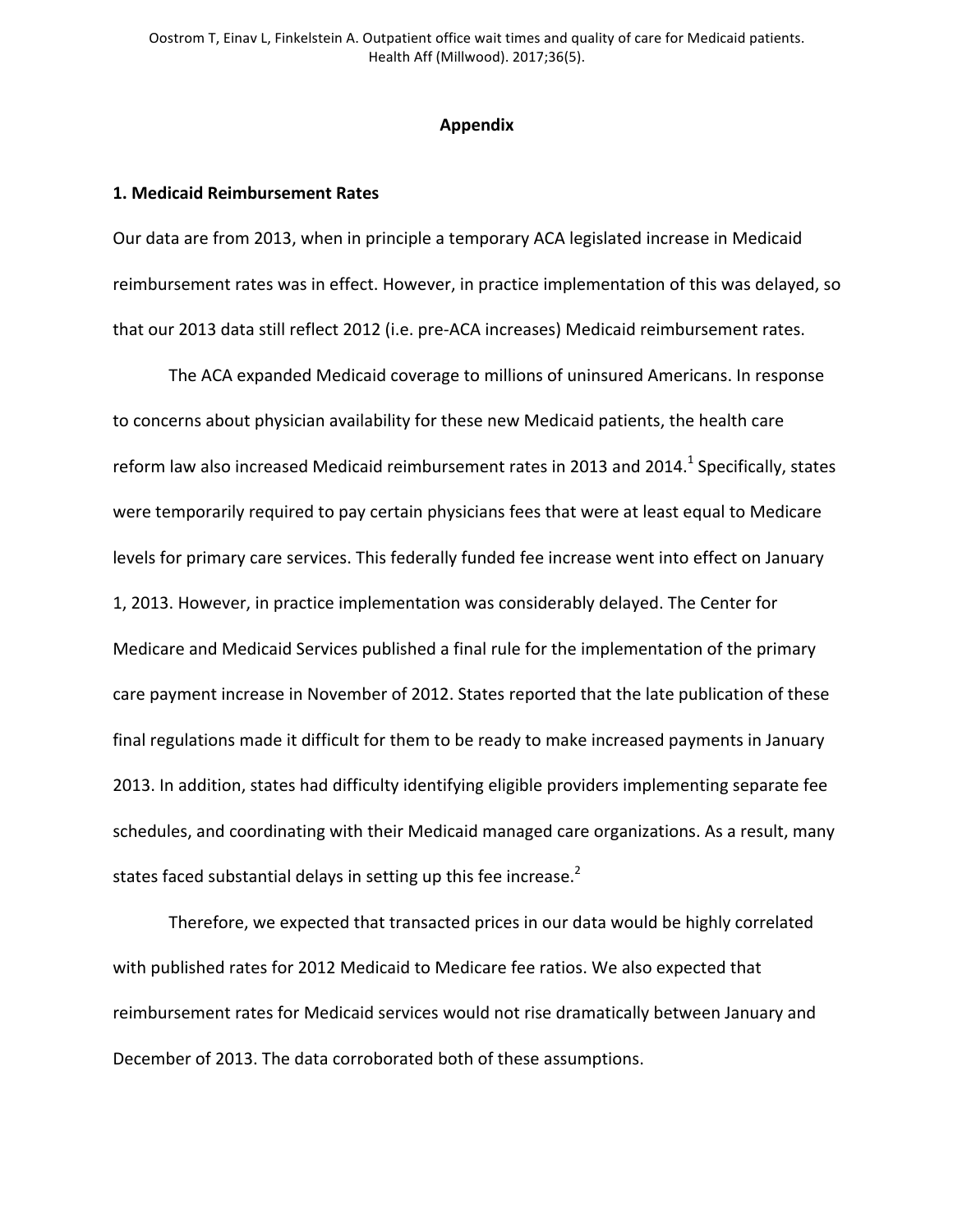Oostrom T, Einav L, Finkelstein A. Outpatient office wait times and quality of care for Medicaid patients. Health Aff (Millwood). 2017;36(5).

## Appendix

### 1. Medicaid Reimbursement Rates

Our data are from 2013, when in principle a temporary ACA legislated increase in Medicaid reimbursement rates was in effect. However, in practice implementation of this was delayed, so that our 2013 data still reflect 2012 (i.e. pre-ACA increases) Medicaid reimbursement rates.

The ACA expanded Medicaid coverage to millions of uninsured Americans. In response to concerns about physician availability for these new Medicaid patients, the health care reform law also increased Medicaid reimbursement rates in 2013 and 2014.[1] Specifically, states were temporarily required to pay certain physicians fees that were at least equal to Medicare levels for primary care services. This federally funded fee increase went into effect on January 1, 2013. However, in practice implementation was considerably delayed. The Center for Medicare and Medicaid Services published a final rule for the implementation of the primary care payment increase in November of 2012. States reported that the late publication of these final regulations made it difficult for them to be ready to make increased payments in January 2013. In addition, states had difficulty identifying eligible providers implementing separate fee schedules, and coordinating with their Medicaid managed care organizations. As a result, many states faced substantial delays in setting up this fee increase.[2]

Therefore, we expected that transacted prices in our data would be highly correlated with published rates for 2012 Medicaid to Medicare fee ratios. We also expected that reimbursement rates for Medicaid services would not rise dramatically between January and December of 2013. The data corroborated both of these assumptions.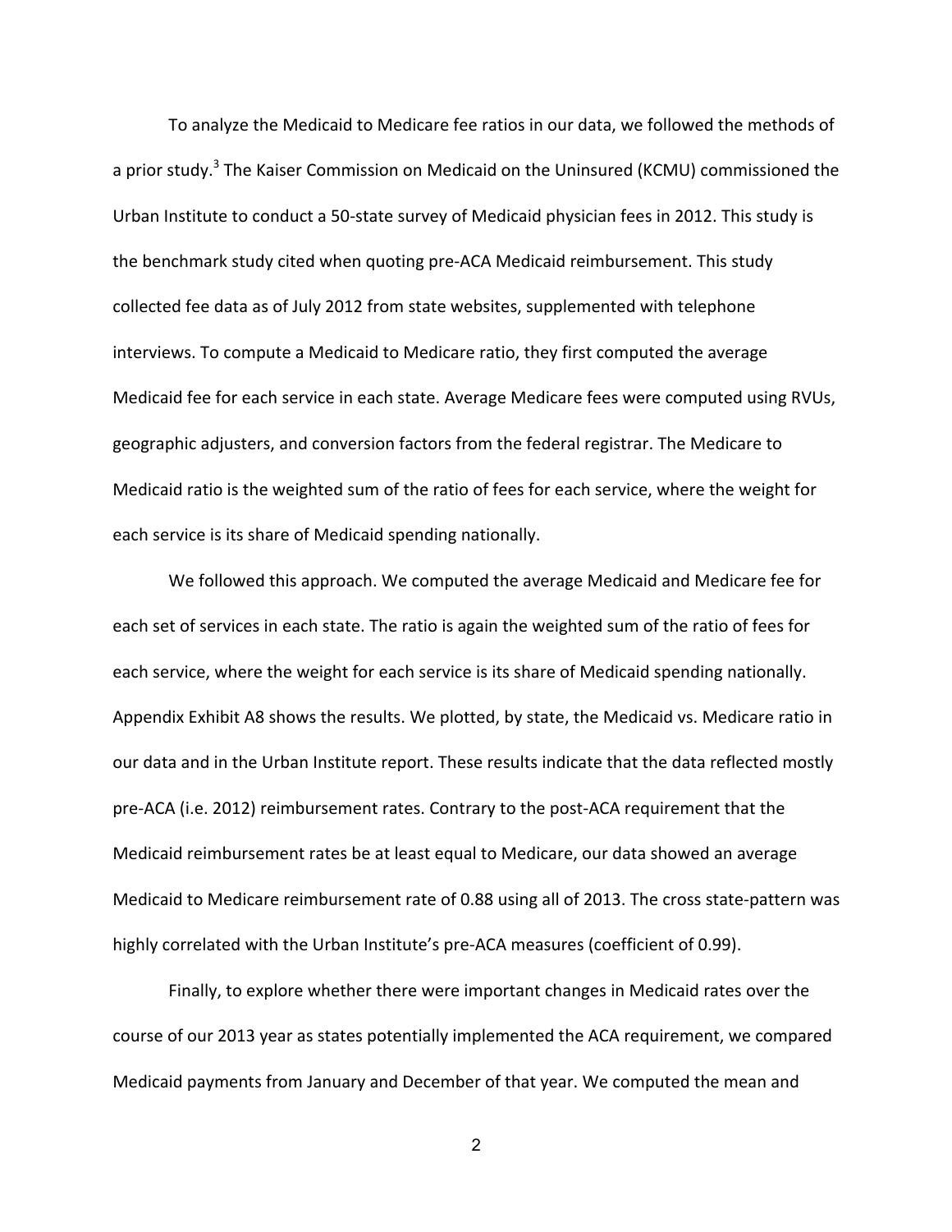To analyze the Medicaid to Medicare fee ratios in our data, we followed the methods of a prior study.[3] The Kaiser Commission on Medicaid on the Uninsured (KCMU) commissioned the Urban Institute to conduct a 50-state survey of Medicaid physician fees in 2012. This study is the benchmark study cited when quoting pre-ACA Medicaid reimbursement. This study collected fee data as of July 2012 from state websites, supplemented with telephone interviews. To compute a Medicaid to Medicare ratio, they first computed the average Medicaid fee for each service in each state. Average Medicare fees were computed using RVUs, geographic adjusters, and conversion factors from the federal registrar. The Medicare to Medicaid ratio is the weighted sum of the ratio of fees for each service, where the weight for each service is its share of Medicaid spending nationally.

We followed this approach. We computed the average Medicaid and Medicare fee for each set of services in each state. The ratio is again the weighted sum of the ratio of fees for each service, where the weight for each service is its share of Medicaid spending nationally. Appendix Exhibit A8 shows the results. We plotted, by state, the Medicaid vs. Medicare ratio in our data and in the Urban Institute report. These results indicate that the data reflected mostly pre-ACA (i.e. 2012) reimbursement rates. Contrary to the post-ACA requirement that the Medicaid reimbursement rates be at least equal to Medicare, our data showed an average Medicaid to Medicare reimbursement rate of 0.88 using all of 2013. The cross state-pattern was highly correlated with the Urban Institute's pre-ACA measures (coefficient of 0.99).

Finally, to explore whether there were important changes in Medicaid rates over the course of our 2013 year as states potentially implemented the ACA requirement, we compared Medicaid payments from January and December of that year. We computed the mean and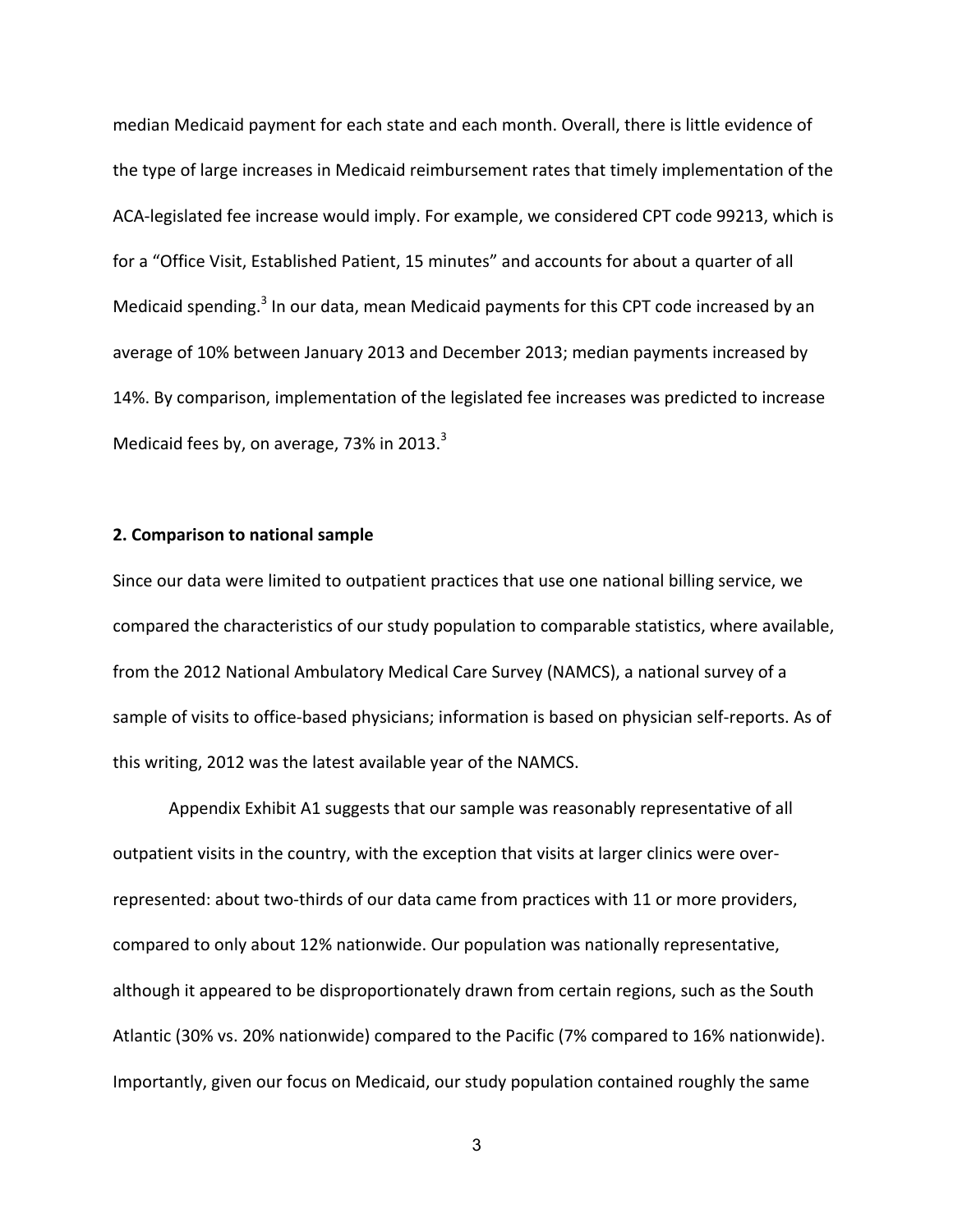median Medicaid payment for each state and each month. Overall, there is little evidence of the type of large increases in Medicaid reimbursement rates that timely implementation of the ACA-legislated fee increase would imply. For example, we considered CPT code 99213, which is for a "Office Visit, Established Patient, 15 minutes" and accounts for about a quarter of all Medicaid spending.[3] In our data, mean Medicaid payments for this CPT code increased by an average of 10% between January 2013 and December 2013; median payments increased by 14%. By comparison, implementation of the legislated fee increases was predicted to increase Medicaid fees by, on average, 73% in 2013.[3]

**2. Comparison to national sample**

Since our data were limited to outpatient practices that use one national billing service, we compared the characteristics of our study population to comparable statistics, where available, from the 2012 National Ambulatory Medical Care Survey (NAMCS), a national survey of a sample of visits to office-based physicians; information is based on physician self-reports. As of this writing, 2012 was the latest available year of the NAMCS.

Appendix Exhibit A1 suggests that our sample was reasonably representative of all outpatient visits in the country, with the exception that visits at larger clinics were over-represented: about two-thirds of our data came from practices with 11 or more providers, compared to only about 12% nationwide. Our population was nationally representative, although it appeared to be disproportionately drawn from certain regions, such as the South Atlantic (30% vs. 20% nationwide) compared to the Pacific (7% compared to 16% nationwide). Importantly, given our focus on Medicaid, our study population contained roughly the same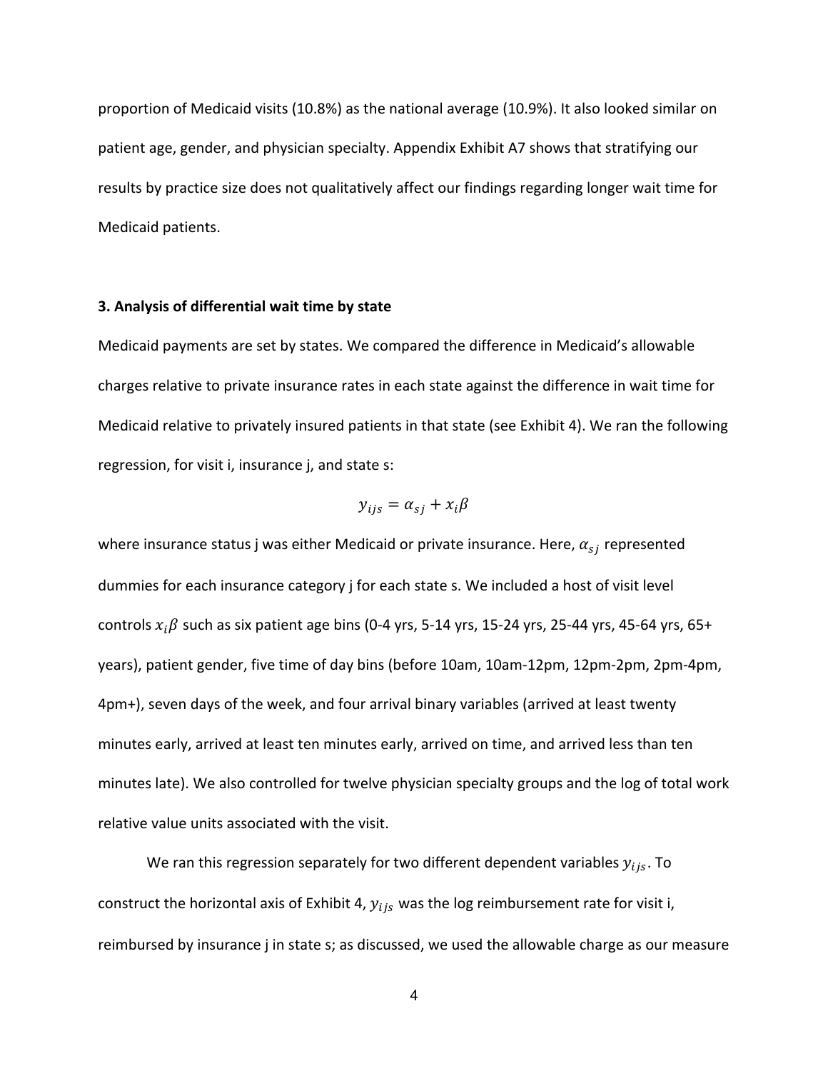proportion of Medicaid visits (10.8%) as the national average (10.9%). It also looked similar on patient age, gender, and physician specialty. Appendix Exhibit A7 shows that stratifying our results by practice size does not qualitatively affect our findings regarding longer wait time for Medicaid patients.

### 3. Analysis of differential wait time by state

Medicaid payments are set by states. We compared the difference in Medicaid's allowable charges relative to private insurance rates in each state against the difference in wait time for Medicaid relative to privately insured patients in that state (see Exhibit 4). We ran the following regression, for visit i, insurance j, and state s:

$$y_{ijs} = \alpha_{sj} + x_i\beta$$

where insurance status j was either Medicaid or private insurance. Here, $\alpha_{sj}$ represented dummies for each insurance category j for each state s. We included a host of visit level controls $x_i\beta$ such as six patient age bins (0-4 yrs, 5-14 yrs, 15-24 yrs, 25-44 yrs, 45-64 yrs, 65+ years), patient gender, five time of day bins (before 10am, 10am-12pm, 12pm-2pm, 2pm-4pm, 4pm+), seven days of the week, and four arrival binary variables (arrived at least twenty minutes early, arrived at least ten minutes early, arrived on time, and arrived less than ten minutes late). We also controlled for twelve physician specialty groups and the log of total work relative value units associated with the visit.

We ran this regression separately for two different dependent variables $y_{ijs}$. To construct the horizontal axis of Exhibit 4, $y_{ijs}$ was the log reimbursement rate for visit i, reimbursed by insurance j in state s; as discussed, we used the allowable charge as our measure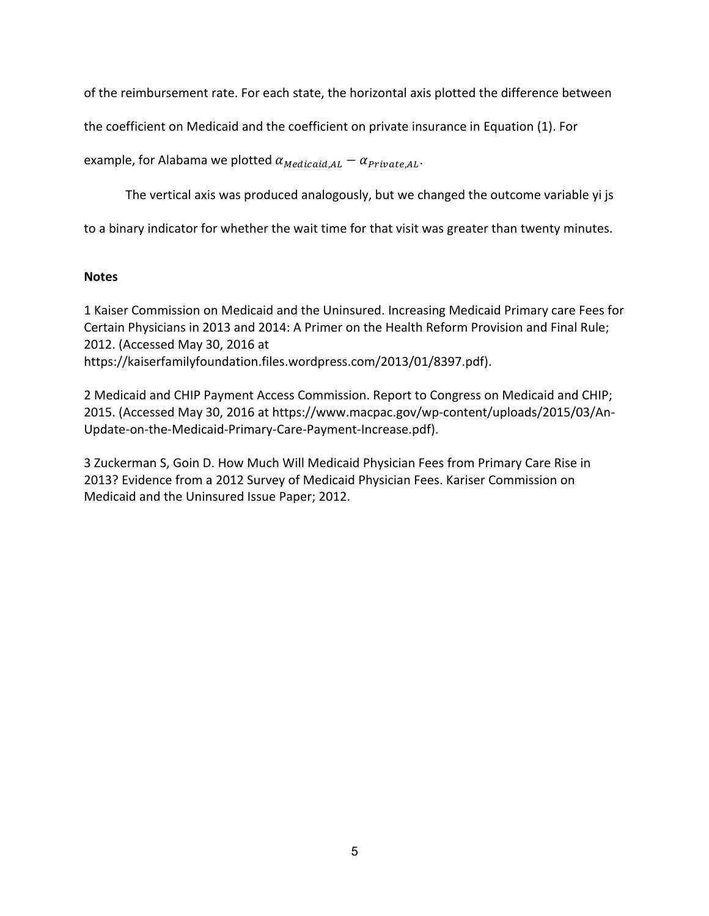of the reimbursement rate. For each state, the horizontal axis plotted the difference between the coefficient on Medicaid and the coefficient on private insurance in Equation (1). For example, for Alabama we plotted $\alpha_{Medicaid,AL} - \alpha_{Private,AL}$.

The vertical axis was produced analogously, but we changed the outcome variable yi js to a binary indicator for whether the wait time for that visit was greater than twenty minutes.

**Notes**

1 Kaiser Commission on Medicaid and the Uninsured. Increasing Medicaid Primary care Fees for Certain Physicians in 2013 and 2014: A Primer on the Health Reform Provision and Final Rule; 2012. (Accessed May 30, 2016 at https://kaiserfamilyfoundation.files.wordpress.com/2013/01/8397.pdf).

2 Medicaid and CHIP Payment Access Commission. Report to Congress on Medicaid and CHIP; 2015. (Accessed May 30, 2016 at https://www.macpac.gov/wp-content/uploads/2015/03/An-Update-on-the-Medicaid-Primary-Care-Payment-Increase.pdf).

3 Zuckerman S, Goin D. How Much Will Medicaid Physician Fees from Primary Care Rise in 2013? Evidence from a 2012 Survey of Medicaid Physician Fees. Kariser Commission on Medicaid and the Uninsured Issue Paper; 2012.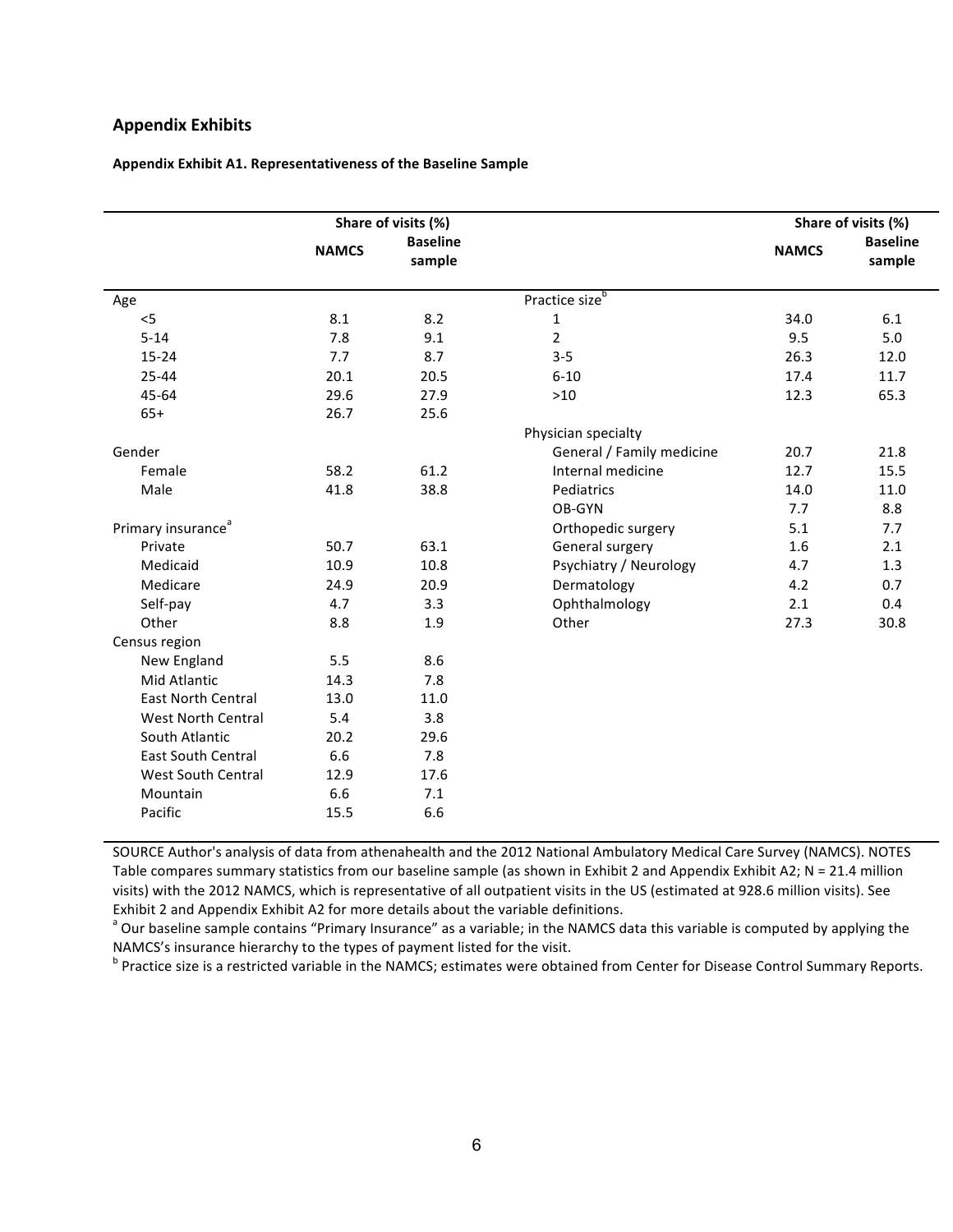## Appendix Exhibits

**Appendix Exhibit A1. Representativeness of the Baseline Sample**

| | Share of visits (%) | | | Share of visits (%) | |
|---|---|---|---|---|---|
| | **NAMCS** | **Baseline sample** | | **NAMCS** | **Baseline sample** |
| Age | | | Practice size[b] | | |
| <5 | 8.1 | 8.2 | 1 | 34.0 | 6.1 |
| 5-14 | 7.8 | 9.1 | 2 | 9.5 | 5.0 |
| 15-24 | 7.7 | 8.7 | 3-5 | 26.3 | 12.0 |
| 25-44 | 20.1 | 20.5 | 6-10 | 17.4 | 11.7 |
| 45-64 | 29.6 | 27.9 | >10 | 12.3 | 65.3 |
| 65+ | 26.7 | 25.6 | | | |
| | | | Physician specialty | | |
| Gender | | | General / Family medicine | 20.7 | 21.8 |
| Female | 58.2 | 61.2 | Internal medicine | 12.7 | 15.5 |
| Male | 41.8 | 38.8 | Pediatrics | 14.0 | 11.0 |
| | | | OB-GYN | 7.7 | 8.8 |
| Primary insurance[a] | | | Orthopedic surgery | 5.1 | 7.7 |
| Private | 50.7 | 63.1 | General surgery | 1.6 | 2.1 |
| Medicaid | 10.9 | 10.8 | Psychiatry / Neurology | 4.7 | 1.3 |
| Medicare | 24.9 | 20.9 | Dermatology | 4.2 | 0.7 |
| Self-pay | 4.7 | 3.3 | Ophthalmology | 2.1 | 0.4 |
| Other | 8.8 | 1.9 | Other | 27.3 | 30.8 |
| Census region | | | | | |
| New England | 5.5 | 8.6 | | | |
| Mid Atlantic | 14.3 | 7.8 | | | |
| East North Central | 13.0 | 11.0 | | | |
| West North Central | 5.4 | 3.8 | | | |
| South Atlantic | 20.2 | 29.6 | | | |
| East South Central | 6.6 | 7.8 | | | |
| West South Central | 12.9 | 17.6 | | | |
| Mountain | 6.6 | 7.1 | | | |
| Pacific | 15.5 | 6.6 | | | |

SOURCE Author's analysis of data from athenahealth and the 2012 National Ambulatory Medical Care Survey (NAMCS). NOTES Table compares summary statistics from our baseline sample (as shown in Exhibit 2 and Appendix Exhibit A2; N = 21.4 million visits) with the 2012 NAMCS, which is representative of all outpatient visits in the US (estimated at 928.6 million visits). See Exhibit 2 and Appendix Exhibit A2 for more details about the variable definitions.

[a] Our baseline sample contains "Primary Insurance" as a variable; in the NAMCS data this variable is computed by applying the NAMCS's insurance hierarchy to the types of payment listed for the visit.

[b] Practice size is a restricted variable in the NAMCS; estimates were obtained from Center for Disease Control Summary Reports.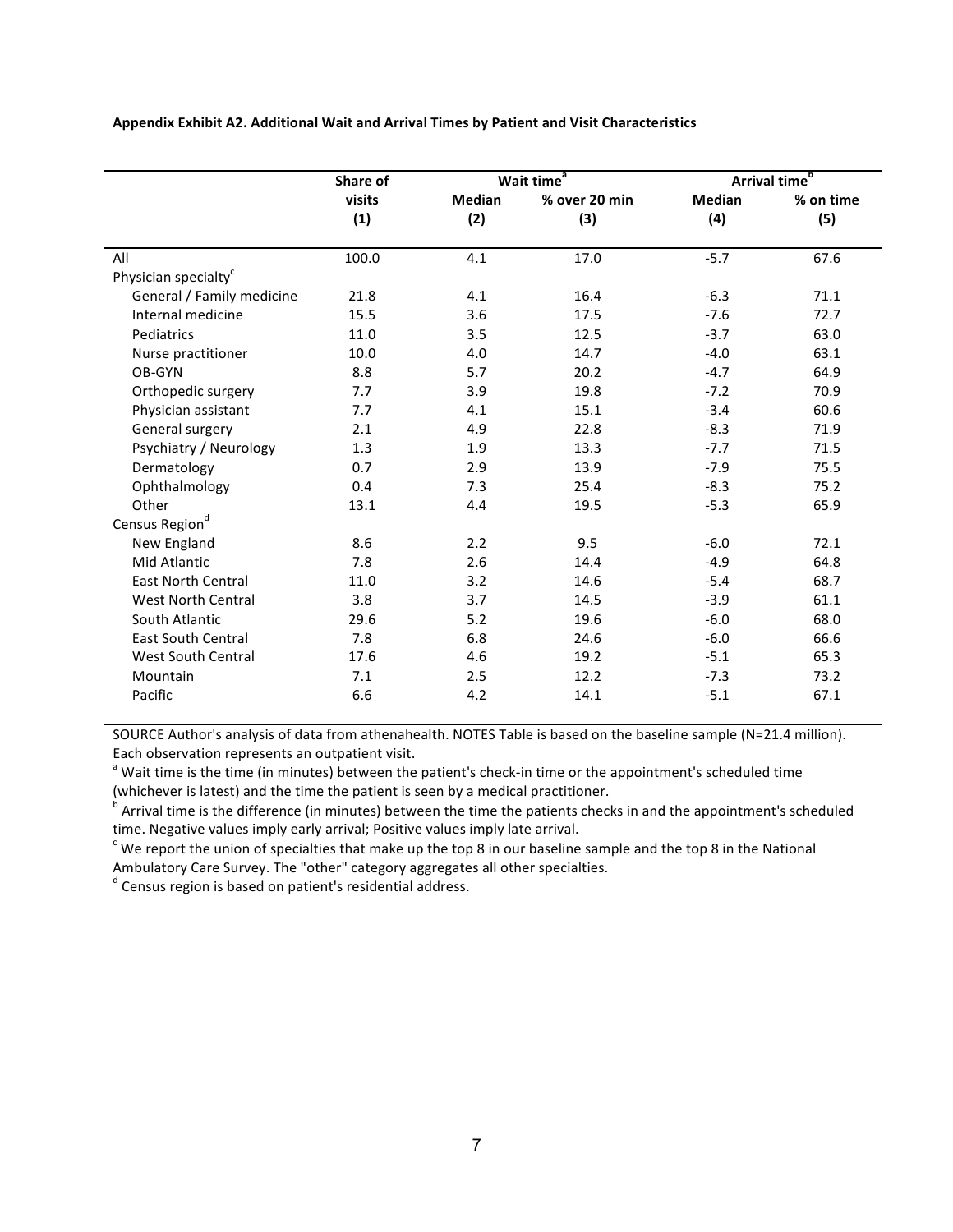**Appendix Exhibit A2. Additional Wait and Arrival Times by Patient and Visit Characteristics**

| | Share of visits (1) | Wait time[a] | | Arrival time[b] | |
|---|---|---|---|---|---|
| | | Median (2) | % over 20 min (3) | Median (4) | % on time (5) |
| All | 100.0 | 4.1 | 17.0 | -5.7 | 67.6 |
| Physician specialty[c] | | | | | |
| General / Family medicine | 21.8 | 4.1 | 16.4 | -6.3 | 71.1 |
| Internal medicine | 15.5 | 3.6 | 17.5 | -7.6 | 72.7 |
| Pediatrics | 11.0 | 3.5 | 12.5 | -3.7 | 63.0 |
| Nurse practitioner | 10.0 | 4.0 | 14.7 | -4.0 | 63.1 |
| OB-GYN | 8.8 | 5.7 | 20.2 | -4.7 | 64.9 |
| Orthopedic surgery | 7.7 | 3.9 | 19.8 | -7.2 | 70.9 |
| Physician assistant | 7.7 | 4.1 | 15.1 | -3.4 | 60.6 |
| General surgery | 2.1 | 4.9 | 22.8 | -8.3 | 71.9 |
| Psychiatry / Neurology | 1.3 | 1.9 | 13.3 | -7.7 | 71.5 |
| Dermatology | 0.7 | 2.9 | 13.9 | -7.9 | 75.5 |
| Ophthalmology | 0.4 | 7.3 | 25.4 | -8.3 | 75.2 |
| Other | 13.1 | 4.4 | 19.5 | -5.3 | 65.9 |
| Census Region[d] | | | | | |
| New England | 8.6 | 2.2 | 9.5 | -6.0 | 72.1 |
| Mid Atlantic | 7.8 | 2.6 | 14.4 | -4.9 | 64.8 |
| East North Central | 11.0 | 3.2 | 14.6 | -5.4 | 68.7 |
| West North Central | 3.8 | 3.7 | 14.5 | -3.9 | 61.1 |
| South Atlantic | 29.6 | 5.2 | 19.6 | -6.0 | 68.0 |
| East South Central | 7.8 | 6.8 | 24.6 | -6.0 | 66.6 |
| West South Central | 17.6 | 4.6 | 19.2 | -5.1 | 65.3 |
| Mountain | 7.1 | 2.5 | 12.2 | -7.3 | 73.2 |
| Pacific | 6.6 | 4.2 | 14.1 | -5.1 | 67.1 |

SOURCE Author's analysis of data from athenahealth. NOTES Table is based on the baseline sample (N=21.4 million). Each observation represents an outpatient visit.

[a] Wait time is the time (in minutes) between the patient's check-in time or the appointment's scheduled time (whichever is latest) and the time the patient is seen by a medical practitioner.

[b] Arrival time is the difference (in minutes) between the time the patients checks in and the appointment's scheduled time. Negative values imply early arrival; Positive values imply late arrival.

[c] We report the union of specialties that make up the top 8 in our baseline sample and the top 8 in the National Ambulatory Care Survey. The "other" category aggregates all other specialties.

[d] Census region is based on patient's residential address.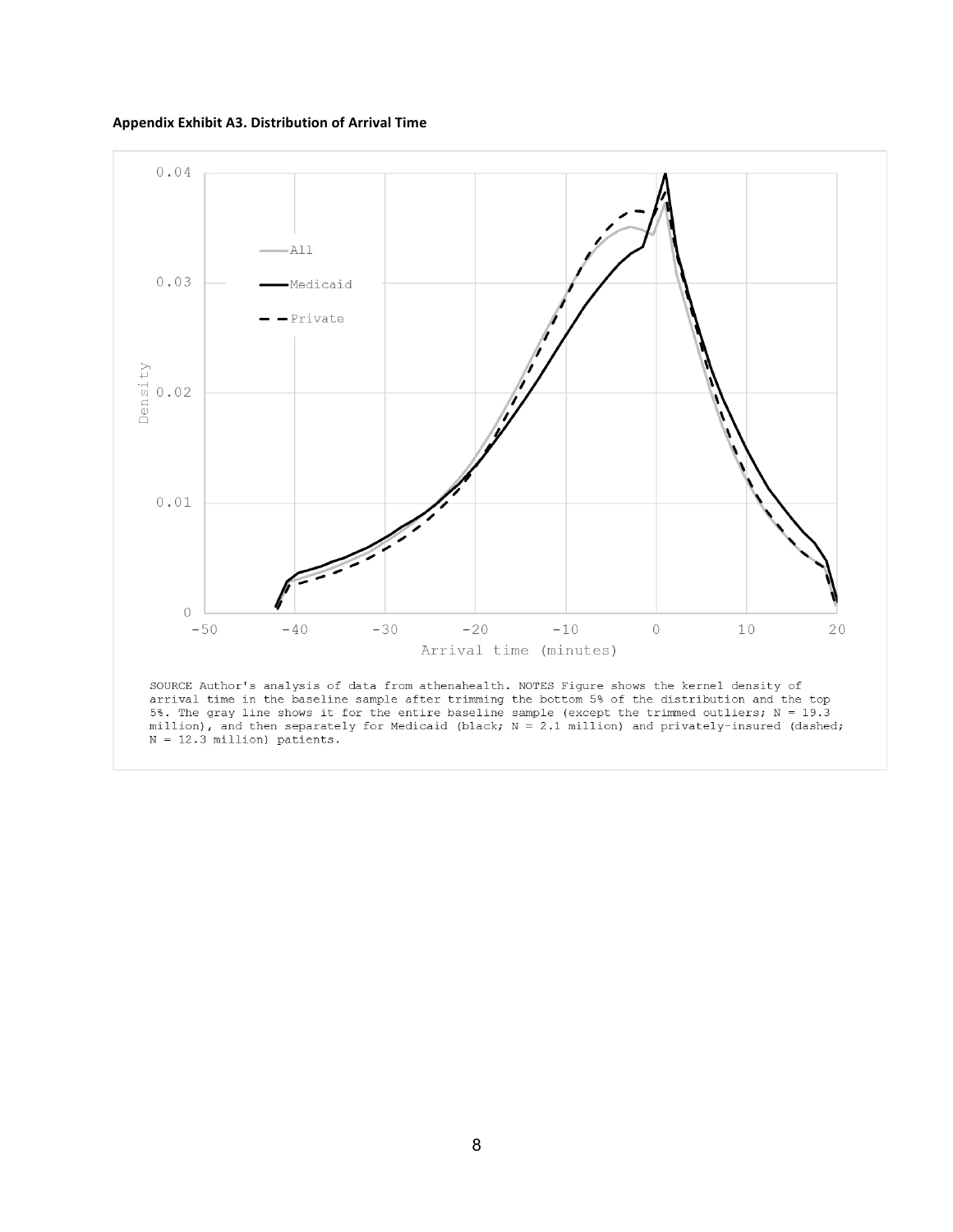**Appendix Exhibit A3. Distribution of Arrival Time**

SOURCE Author's analysis of data from athenahealth. NOTES Figure shows the kernel density of arrival time in the baseline sample after trimming the bottom 5% of the distribution and the top 5%. The gray line shows it for the entire baseline sample (except the trimmed outliers; N = 19.3 million), and then separately for Medicaid (black; N = 2.1 million) and privately-insured (dashed; N = 12.3 million) patients.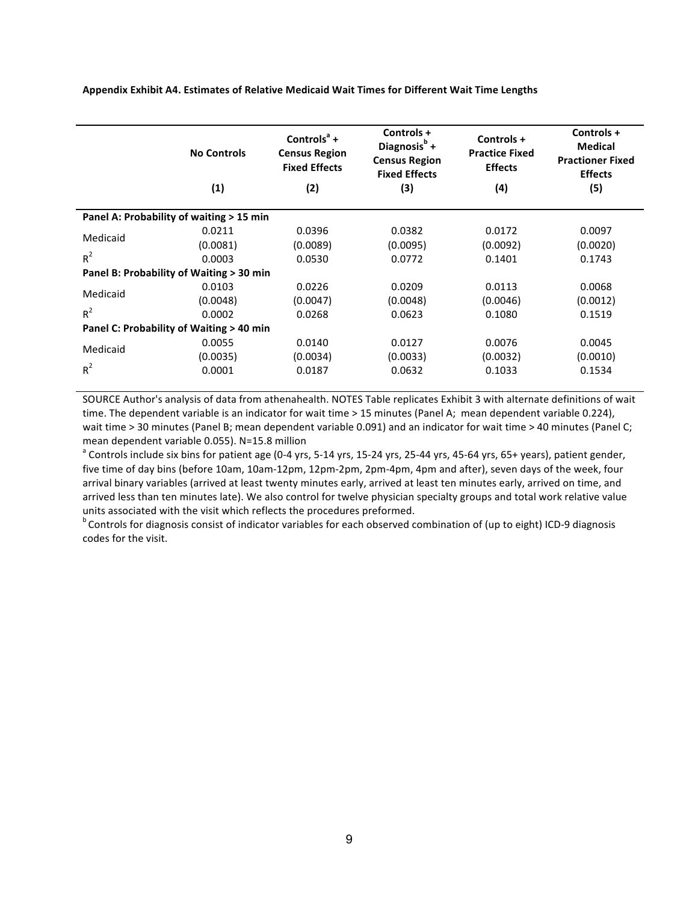**Appendix Exhibit A4. Estimates of Relative Medicaid Wait Times for Different Wait Time Lengths**

| | No Controls<br>(1) | Controls[a] + Census Region Fixed Effects<br>(2) | Controls + Diagnosis[b] + Census Region Fixed Effects<br>(3) | Controls + Practice Fixed Effects<br>(4) | Controls + Medical Practioner Fixed Effects<br>(5) |
|---|---|---|---|---|---|
| **Panel A: Probability of waiting > 15 min** | | | | | |
| Medicaid | 0.0211 | 0.0396 | 0.0382 | 0.0172 | 0.0097 |
| | (0.0081) | (0.0089) | (0.0095) | (0.0092) | (0.0020) |
| $R^2$ | 0.0003 | 0.0530 | 0.0772 | 0.1401 | 0.1743 |
| **Panel B: Probability of Waiting > 30 min** | | | | | |
| Medicaid | 0.0103 | 0.0226 | 0.0209 | 0.0113 | 0.0068 |
| | (0.0048) | (0.0047) | (0.0048) | (0.0046) | (0.0012) |
| $R^2$ | 0.0002 | 0.0268 | 0.0623 | 0.1080 | 0.1519 |
| **Panel C: Probability of Waiting > 40 min** | | | | | |
| Medicaid | 0.0055 | 0.0140 | 0.0127 | 0.0076 | 0.0045 |
| | (0.0035) | (0.0034) | (0.0033) | (0.0032) | (0.0010) |
| $R^2$ | 0.0001 | 0.0187 | 0.0632 | 0.1033 | 0.1534 |

SOURCE Author's analysis of data from athenahealth. NOTES Table replicates Exhibit 3 with alternate definitions of wait time. The dependent variable is an indicator for wait time > 15 minutes (Panel A; mean dependent variable 0.224), wait time > 30 minutes (Panel B; mean dependent variable 0.091) and an indicator for wait time > 40 minutes (Panel C; mean dependent variable 0.055). N=15.8 million

[a] Controls include six bins for patient age (0-4 yrs, 5-14 yrs, 15-24 yrs, 25-44 yrs, 45-64 yrs, 65+ years), patient gender, five time of day bins (before 10am, 10am-12pm, 12pm-2pm, 2pm-4pm, 4pm and after), seven days of the week, four arrival binary variables (arrived at least twenty minutes early, arrived at least ten minutes early, arrived on time, and arrived less than ten minutes late). We also control for twelve physician specialty groups and total work relative value units associated with the visit which reflects the procedures preformed.

[b] Controls for diagnosis consist of indicator variables for each observed combination of (up to eight) ICD-9 diagnosis codes for the visit.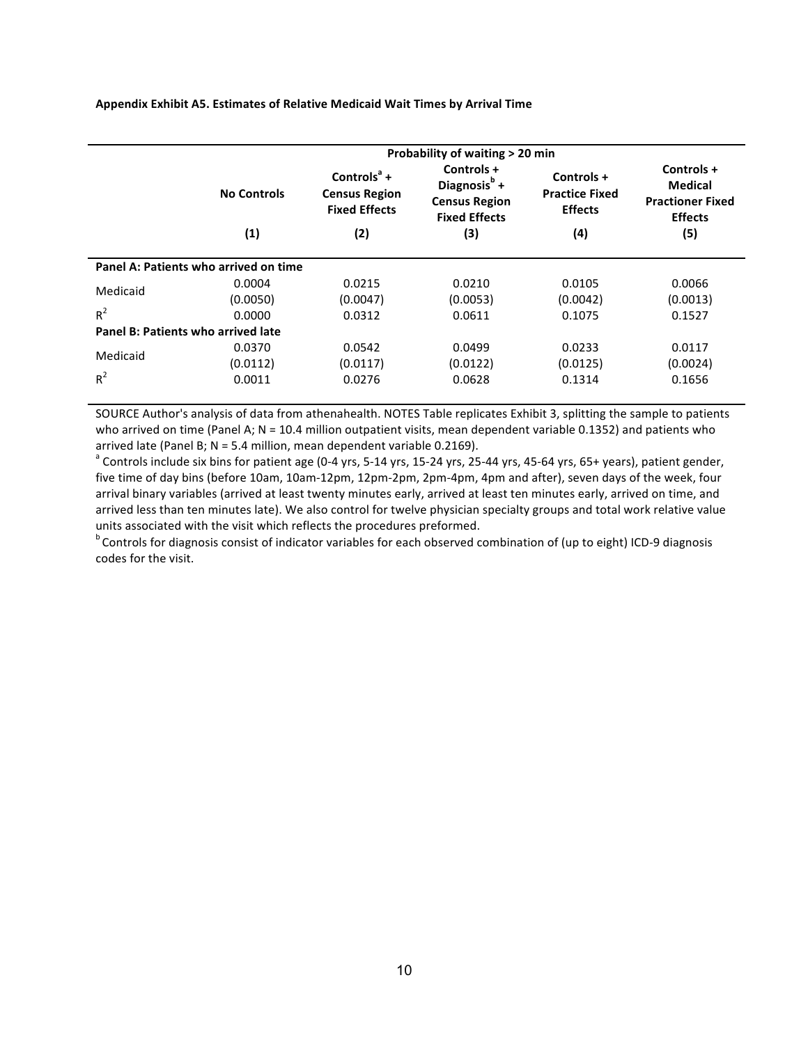**Appendix Exhibit A5. Estimates of Relative Medicaid Wait Times by Arrival Time**

| | Probability of waiting > 20 min | | | | |
|---|---|---|---|---|---|
| | No Controls | Controls[a] + Census Region Fixed Effects | Controls + Diagnosis[b] + Census Region Fixed Effects | Controls + Practice Fixed Effects | Controls + Medical Practioner Fixed Effects |
| | (1) | (2) | (3) | (4) | (5) |
| **Panel A: Patients who arrived on time** | | | | | |
| Medicaid | 0.0004 | 0.0215 | 0.0210 | 0.0105 | 0.0066 |
| | (0.0050) | (0.0047) | (0.0053) | (0.0042) | (0.0013) |
| $R^2$ | 0.0000 | 0.0312 | 0.0611 | 0.1075 | 0.1527 |
| **Panel B: Patients who arrived late** | | | | | |
| Medicaid | 0.0370 | 0.0542 | 0.0499 | 0.0233 | 0.0117 |
| | (0.0112) | (0.0117) | (0.0122) | (0.0125) | (0.0024) |
| $R^2$ | 0.0011 | 0.0276 | 0.0628 | 0.1314 | 0.1656 |

SOURCE Author's analysis of data from athenahealth. NOTES Table replicates Exhibit 3, splitting the sample to patients who arrived on time (Panel A; N = 10.4 million outpatient visits, mean dependent variable 0.1352) and patients who arrived late (Panel B; N = 5.4 million, mean dependent variable 0.2169).

[a] Controls include six bins for patient age (0-4 yrs, 5-14 yrs, 15-24 yrs, 25-44 yrs, 45-64 yrs, 65+ years), patient gender, five time of day bins (before 10am, 10am-12pm, 12pm-2pm, 2pm-4pm, 4pm and after), seven days of the week, four arrival binary variables (arrived at least twenty minutes early, arrived at least ten minutes early, arrived on time, and arrived less than ten minutes late). We also control for twelve physician specialty groups and total work relative value units associated with the visit which reflects the procedures preformed.

[b] Controls for diagnosis consist of indicator variables for each observed combination of (up to eight) ICD-9 diagnosis codes for the visit.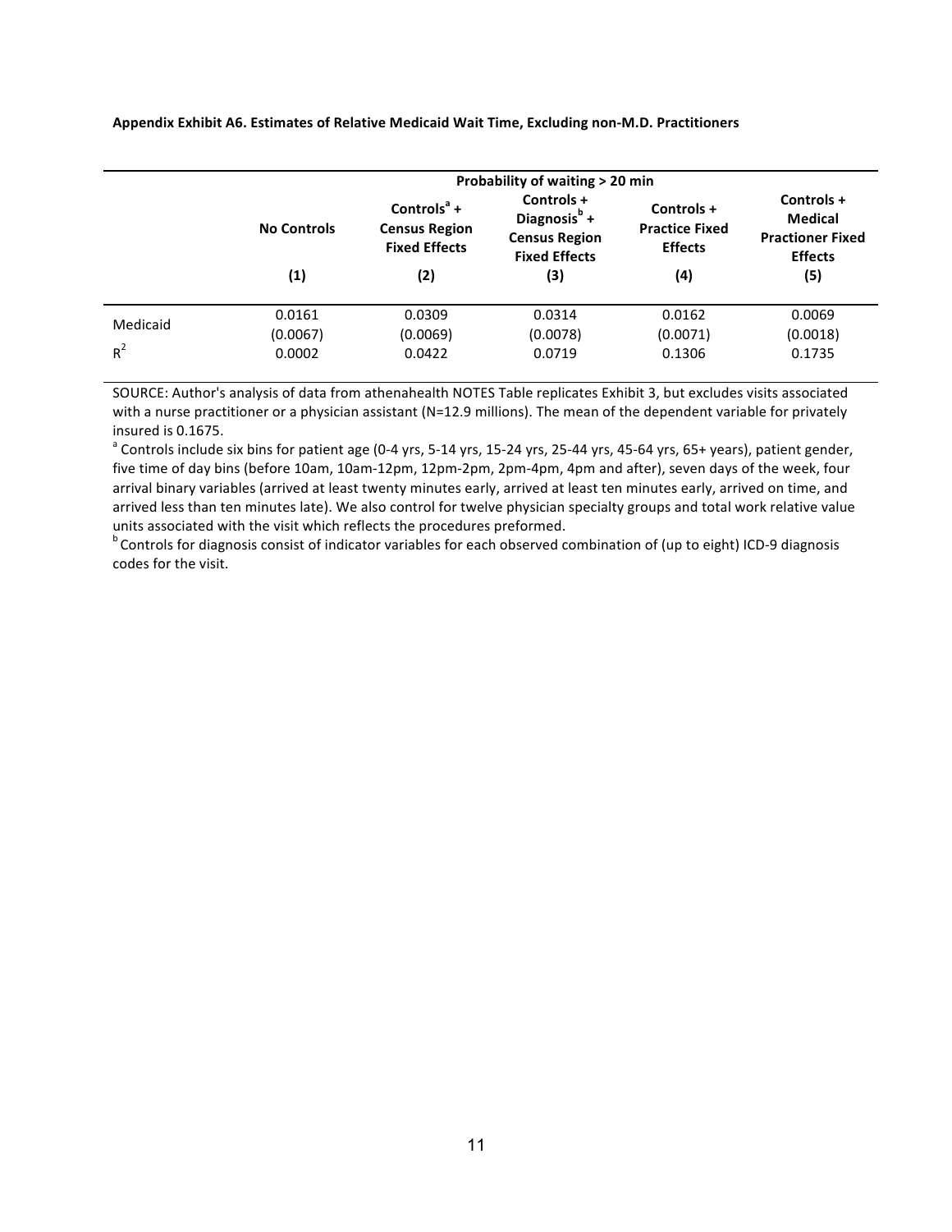**Appendix Exhibit A6. Estimates of Relative Medicaid Wait Time, Excluding non-M.D. Practitioners**

| | Probability of waiting > 20 min | | | | |
|---|---|---|---|---|---|
| | **No Controls** | **Controls[a] + Census Region Fixed Effects** | **Controls + Diagnosis[b] + Census Region Fixed Effects** | **Controls + Practice Fixed Effects** | **Controls + Medical Practioner Fixed Effects** |
| | **(1)** | **(2)** | **(3)** | **(4)** | **(5)** |
| Medicaid | 0.0161 | 0.0309 | 0.0314 | 0.0162 | 0.0069 |
| | (0.0067) | (0.0069) | (0.0078) | (0.0071) | (0.0018) |
| $R^2$ | 0.0002 | 0.0422 | 0.0719 | 0.1306 | 0.1735 |

SOURCE: Author's analysis of data from athenahealth NOTES Table replicates Exhibit 3, but excludes visits associated with a nurse practitioner or a physician assistant (N=12.9 millions). The mean of the dependent variable for privately insured is 0.1675.

[a] Controls include six bins for patient age (0-4 yrs, 5-14 yrs, 15-24 yrs, 25-44 yrs, 45-64 yrs, 65+ years), patient gender, five time of day bins (before 10am, 10am-12pm, 12pm-2pm, 2pm-4pm, 4pm and after), seven days of the week, four arrival binary variables (arrived at least twenty minutes early, arrived at least ten minutes early, arrived on time, and arrived less than ten minutes late). We also control for twelve physician specialty groups and total work relative value units associated with the visit which reflects the procedures preformed.

[b] Controls for diagnosis consist of indicator variables for each observed combination of (up to eight) ICD-9 diagnosis codes for the visit.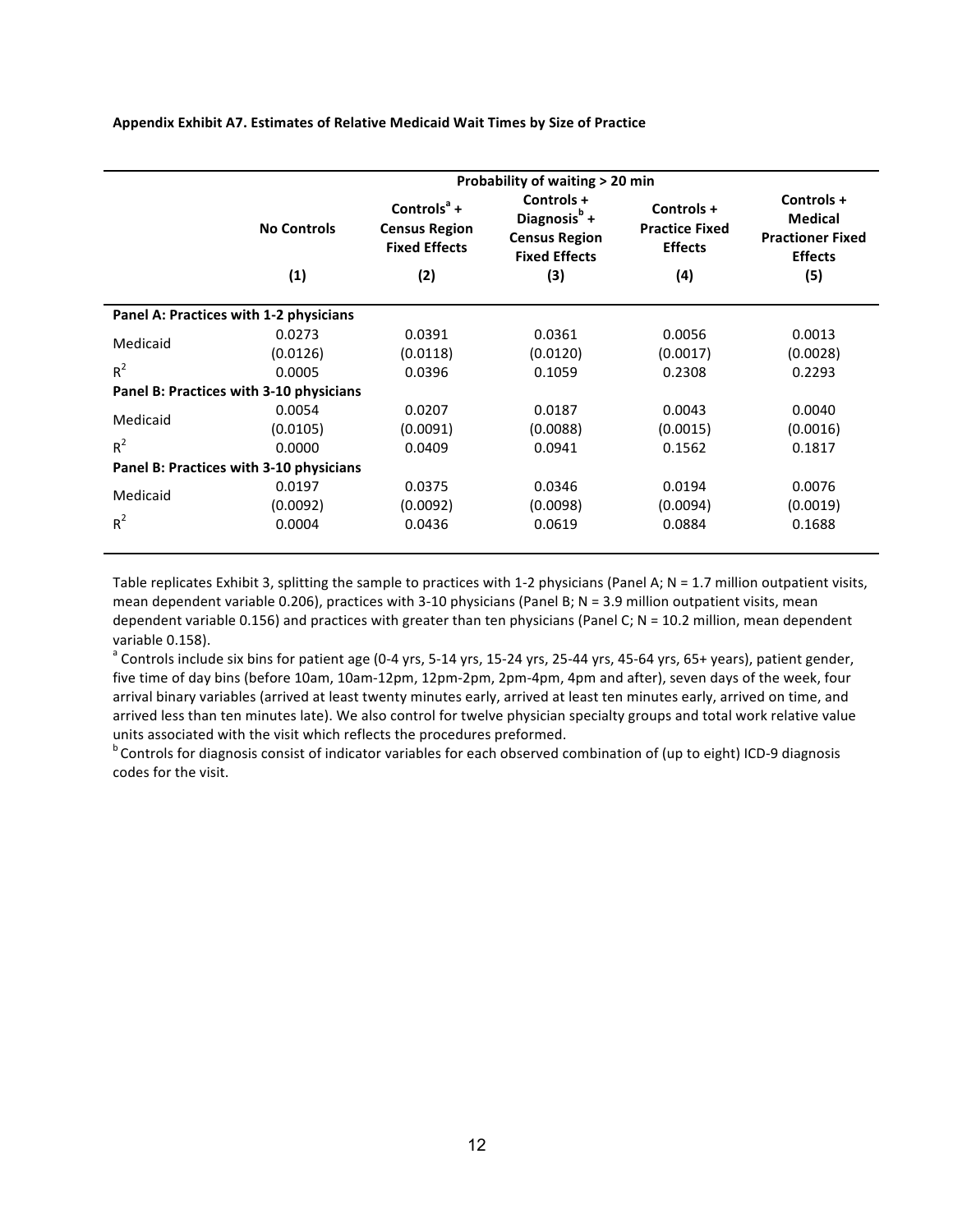**Appendix Exhibit A7. Estimates of Relative Medicaid Wait Times by Size of Practice**

| | Probability of waiting > 20 min | | | | |
|---|---|---|---|---|---|
| | No Controls | Controls[a] + Census Region Fixed Effects | Controls + Diagnosis[b] + Census Region Fixed Effects | Controls + Practice Fixed Effects | Controls + Medical Practioner Fixed Effects |
| | (1) | (2) | (3) | (4) | (5) |
| **Panel A: Practices with 1-2 physicians** | | | | | |
| Medicaid | 0.0273 | 0.0391 | 0.0361 | 0.0056 | 0.0013 |
| | (0.0126) | (0.0118) | (0.0120) | (0.0017) | (0.0028) |
| $R^2$ | 0.0005 | 0.0396 | 0.1059 | 0.2308 | 0.2293 |
| **Panel B: Practices with 3-10 physicians** | | | | | |
| Medicaid | 0.0054 | 0.0207 | 0.0187 | 0.0043 | 0.0040 |
| | (0.0105) | (0.0091) | (0.0088) | (0.0015) | (0.0016) |
| $R^2$ | 0.0000 | 0.0409 | 0.0941 | 0.1562 | 0.1817 |
| **Panel B: Practices with 3-10 physicians** | | | | | |
| Medicaid | 0.0197 | 0.0375 | 0.0346 | 0.0194 | 0.0076 |
| | (0.0092) | (0.0092) | (0.0098) | (0.0094) | (0.0019) |
| $R^2$ | 0.0004 | 0.0436 | 0.0619 | 0.0884 | 0.1688 |

Table replicates Exhibit 3, splitting the sample to practices with 1-2 physicians (Panel A; N = 1.7 million outpatient visits, mean dependent variable 0.206), practices with 3-10 physicians (Panel B; N = 3.9 million outpatient visits, mean dependent variable 0.156) and practices with greater than ten physicians (Panel C; N = 10.2 million, mean dependent variable 0.158).

[a] Controls include six bins for patient age (0-4 yrs, 5-14 yrs, 15-24 yrs, 25-44 yrs, 45-64 yrs, 65+ years), patient gender, five time of day bins (before 10am, 10am-12pm, 12pm-2pm, 2pm-4pm, 4pm and after), seven days of the week, four arrival binary variables (arrived at least twenty minutes early, arrived at least ten minutes early, arrived on time, and arrived less than ten minutes late). We also control for twelve physician specialty groups and total work relative value units associated with the visit which reflects the procedures preformed.

[b] Controls for diagnosis consist of indicator variables for each observed combination of (up to eight) ICD-9 diagnosis codes for the visit.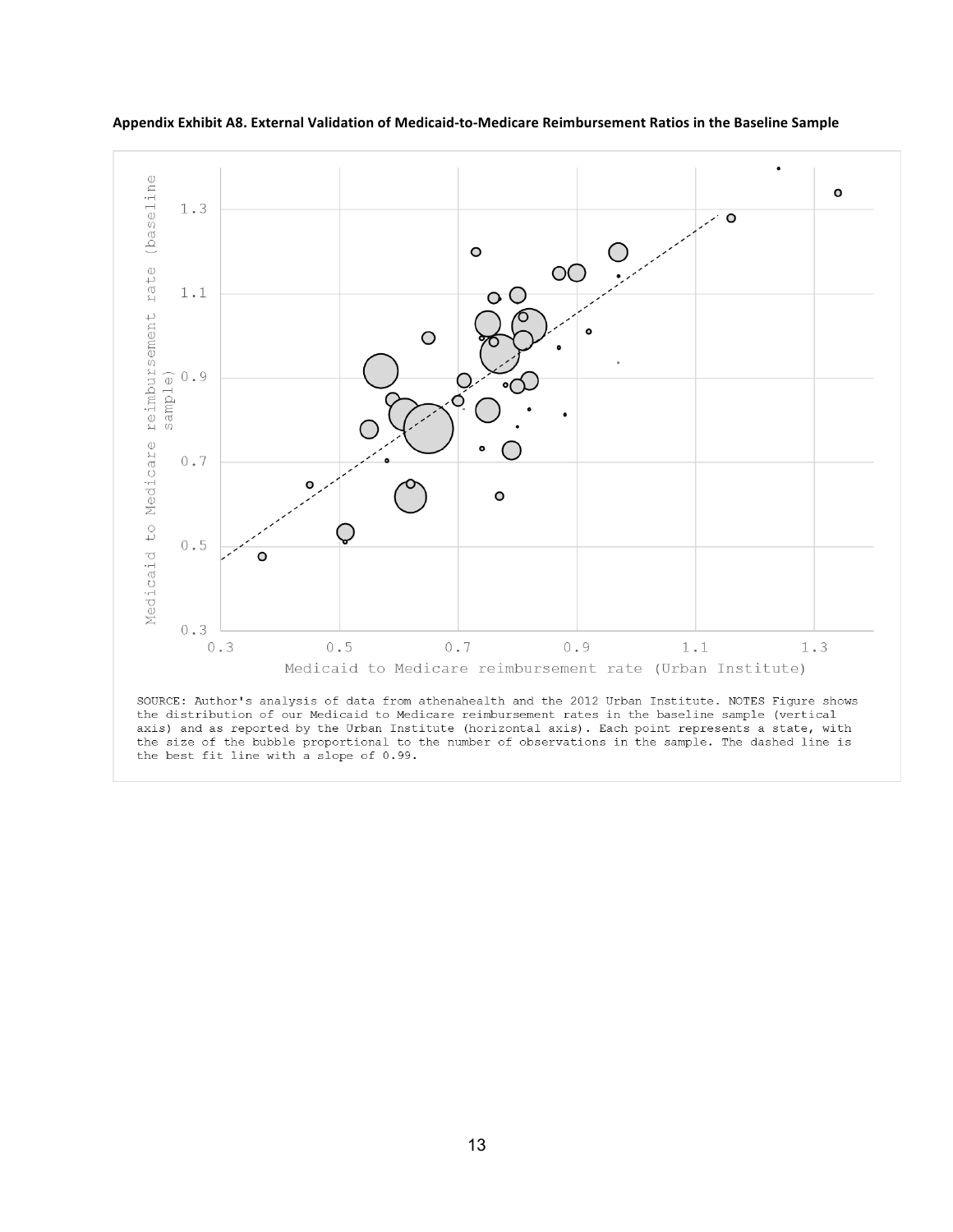**Appendix Exhibit A8. External Validation of Medicaid-to-Medicare Reimbursement Ratios in the Baseline Sample**

Medicaid to Medicare reimbursement rate (baseline sample)

1.3

1.1

0.9

0.7

0.5

0.3

0.3

0.5

0.7

0.9

1.1

1.3

Medicaid to Medicare reimbursement rate (Urban Institute)

SOURCE: Author's analysis of data from athenahealth and the 2012 Urban Institute. NOTES Figure shows the distribution of our Medicaid to Medicare reimbursement rates in the baseline sample (vertical axis) and as reported by the Urban Institute (horizontal axis). Each point represents a state, with the size of the bubble proportional to the number of observations in the sample. The dashed line is the best fit line with a slope of 0.99.